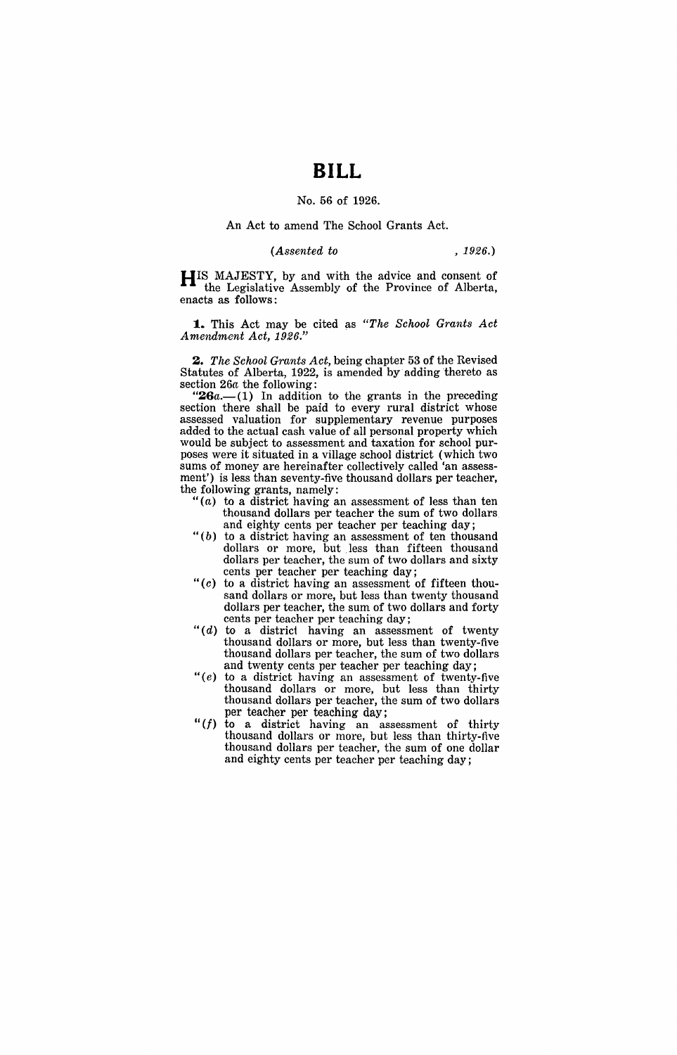# BILL

No. 56 of 1926.

An Act to amend The School Grants Act.

*(Assented to , 1926.)*

HIS MAJESTY, by and with the advice and consent of the Legislative Assembly of the Province of Alberta, enacts as follows:

**1.** This Act may be cited as *"The School Grants Act Amendment Act, 1926."*

**2.** *The School Grants Act,* being chapter 53 of the Revised Statutes of Alberta, 1922, is amended by adding thereto as section 26*a* the following:

"**26*a*.**—(1) In addition to the grants in the preceding section there shall be paid to every rural district whose assessed valuation for supplementary revenue purposes added to the actual cash value of all personal property which would be subject to assessment and taxation for school purposes were it situated in a village school district (which two sums of money are hereinafter collectively called 'an assessment') is less than seventy-five thousand dollars per teacher, the following grants, namely:

"(*a*) to a district having an assessment of less than ten thousand dollars per teacher the sum of two dollars and eighty cents per teacher per teaching day;

"(*b*) to a district having an assessment of ten thousand dollars or more, but less than fifteen thousand dollars per teacher, the sum of two dollars and sixty cents per teacher per teaching day;

"(*c*) to a district having an assessment of fifteen thousand dollars or more, but less than twenty thousand dollars per teacher, the sum of two dollars and forty cents per teacher per teaching day;

"(*d*) to a district having an assessment of twenty thousand dollars or more, but less than twenty-five thousand dollars per teacher, the sum of two dollars and twenty cents per teacher per teaching day;

"(*e*) to a district having an assessment of twenty-five thousand dollars or more, but less than thirty thousand dollars per teacher, the sum of two dollars per teacher per teaching day;

"(*f*) to a district having an assessment of thirty thousand dollars or more, but less than thirty-five thousand dollars per teacher, the sum of one dollar and eighty cents per teacher per teaching day;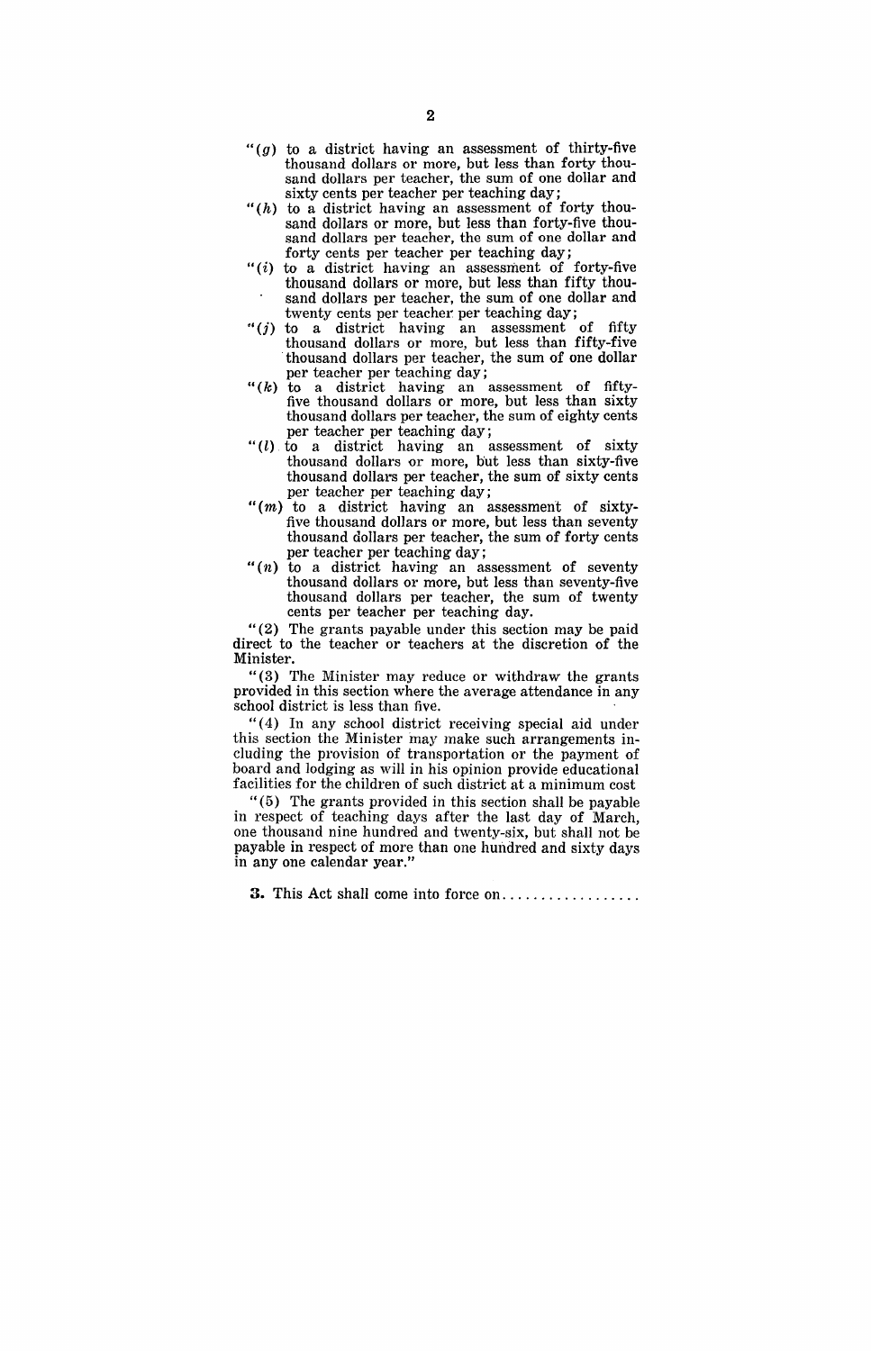"(*g*) to a district having an assessment of thirty-five thousand dollars or more, but less than forty thousand dollars per teacher, the sum of one dollar and sixty cents per teacher per teaching day;

"(*h*) to a district having an assessment of forty thousand dollars or more, but less than forty-five thousand dollars per teacher, the sum of one dollar and forty cents per teacher per teaching day;

"(*i*) to a district having an assessment of forty-five thousand dollars or more, but less than fifty thousand dollars per teacher, the sum of one dollar and twenty cents per teacher per teaching day;

"(*j*) to a district having an assessment of fifty thousand dollars or more, but less than fifty-five thousand dollars per teacher, the sum of one dollar per teacher per teaching day;

"(*k*) to a district having an assessment of fifty-five thousand dollars or more, but less than sixty thousand dollars per teacher, the sum of eighty cents per teacher per teaching day;

"(*l*) to a district having an assessment of sixty thousand dollars or more, but less than sixty-five thousand dollars per teacher, the sum of sixty cents per teacher per teaching day;

"(*m*) to a district having an assessment of sixty-five thousand dollars or more, but less than seventy thousand dollars per teacher, the sum of forty cents per teacher per teaching day;

"(*n*) to a district having an assessment of seventy thousand dollars or more, but less than seventy-five thousand dollars per teacher, the sum of twenty cents per teacher per teaching day.

"(2) The grants payable under this section may be paid direct to the teacher or teachers at the discretion of the Minister.

"(3) The Minister may reduce or withdraw the grants provided in this section where the average attendance in any school district is less than five.

"(4) In any school district receiving special aid under this section the Minister may make such arrangements including the provision of transportation or the payment of board and lodging as will in his opinion provide educational facilities for the children of such district at a minimum cost

"(5) The grants provided in this section shall be payable in respect of teaching days after the last day of March, one thousand nine hundred and twenty-six, but shall not be payable in respect of more than one hundred and sixty days in any one calendar year."

**3.** This Act shall come into force on..................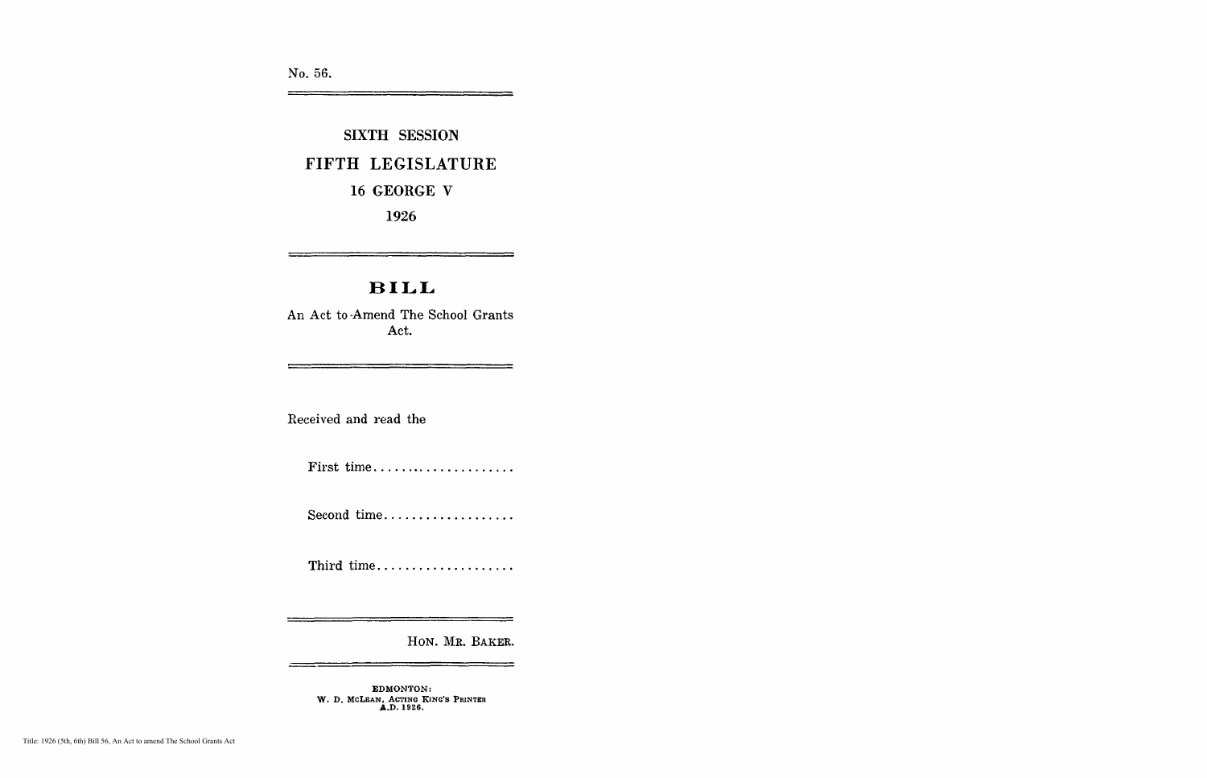No. 56.

SIXTH SESSION

FIFTH LEGISLATURE

16 GEORGE V

1926

# BILL

An Act to Amend The School Grants Act.

Received and read the

First time....................

Second time..................

Third time...................

HON. MR. BAKER.

EDMONTON:
W. D. McLEAN, ACTING KING'S PRINTER
A.D. 1926.

Title: 1926 (5th, 6th) Bill 56, An Act to amend The School Grants Act